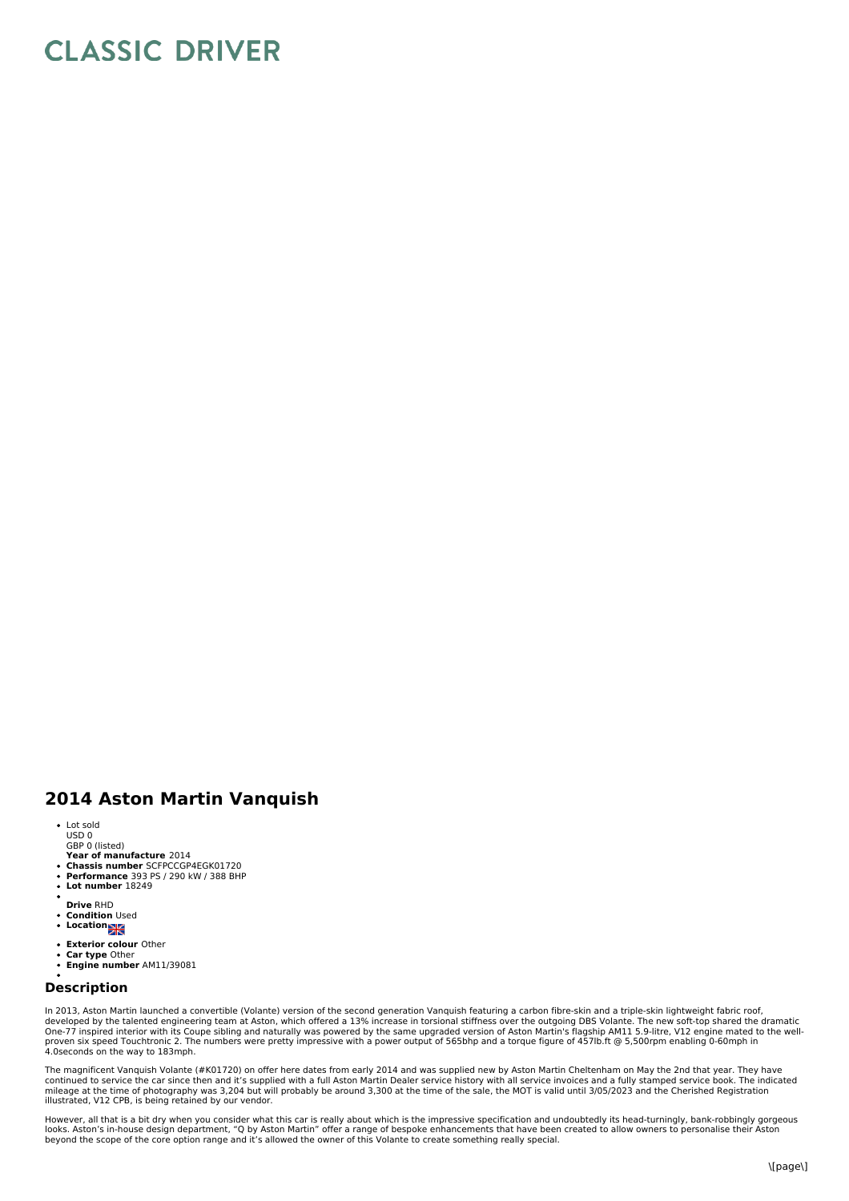# CLASSIC DRIVER

## 2014 Aston Martin Vanquish

- Lot sold
  USD 0
  GBP 0 (listed)
  **Year of manufacture** 2014
- **Chassis number** SCFPCCGP4EGK01720
- **Performance** 393 PS / 290 kW / 388 BHP
- **Lot number** 18249
- 
  **Drive** RHD
- **Condition** Used
- **Location**
- **Exterior colour** Other
- **Car type** Other
- **Engine number** AM11/39081
- 

### Description

In 2013, Aston Martin launched a convertible (Volante) version of the second generation Vanquish featuring a carbon fibre-skin and a triple-skin lightweight fabric roof, developed by the talented engineering team at Aston, which offered a 13% increase in torsional stiffness over the outgoing DBS Volante. The new soft-top shared the dramatic One-77 inspired interior with its Coupe sibling and naturally was powered by the same upgraded version of Aston Martin's flagship AM11 5.9-litre, V12 engine mated to the well-proven six speed Touchtronic 2. The numbers were pretty impressive with a power output of 565bhp and a torque figure of 457lb.ft @ 5,500rpm enabling 0-60mph in 4.0seconds on the way to 183mph.

The magnificent Vanquish Volante (#K01720) on offer here dates from early 2014 and was supplied new by Aston Martin Cheltenham on May the 2nd that year. They have continued to service the car since then and it's supplied with a full Aston Martin Dealer service history with all service invoices and a fully stamped service book. The indicated mileage at the time of photography was 3,204 but will probably be around 3,300 at the time of the sale, the MOT is valid until 3/05/2023 and the Cherished Registration illustrated, V12 CPB, is being retained by our vendor.

However, all that is a bit dry when you consider what this car is really about which is the impressive specification and undoubtedly its head-turningly, bank-robbingly gorgeous looks. Aston's in-house design department, "Q by Aston Martin" offer a range of bespoke enhancements that have been created to allow owners to personalise their Aston beyond the scope of the core option range and it's allowed the owner of this Volante to create something really special.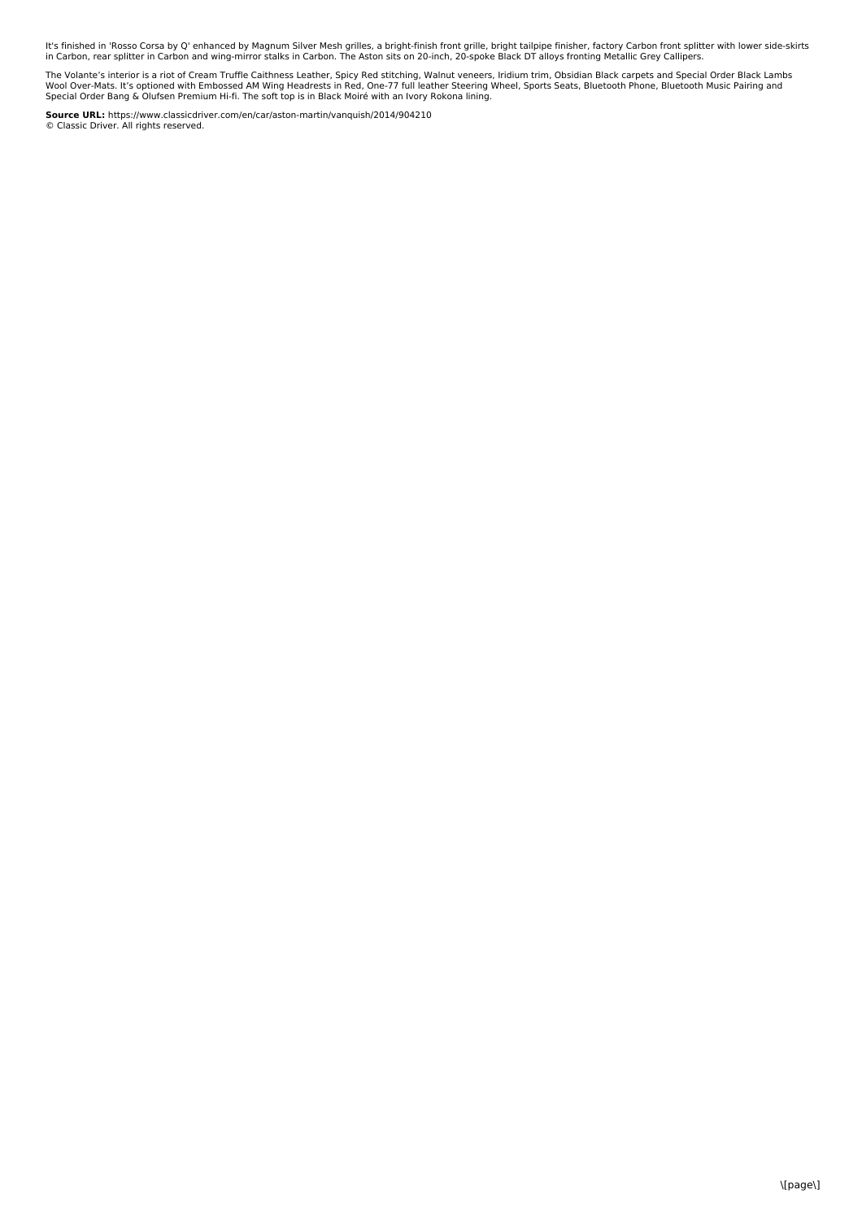It's finished in 'Rosso Corsa by Q' enhanced by Magnum Silver Mesh grilles, a bright-finish front grille, bright tailpipe finisher, factory Carbon front splitter with lower side-skirts in Carbon, rear splitter in Carbon and wing-mirror stalks in Carbon. The Aston sits on 20-inch, 20-spoke Black DT alloys fronting Metallic Grey Callipers.

The Volante's interior is a riot of Cream Truffle Caithness Leather, Spicy Red stitching, Walnut veneers, Iridium trim, Obsidian Black carpets and Special Order Black Lambs Wool Over-Mats. It's optioned with Embossed AM Wing Headrests in Red, One-77 full leather Steering Wheel, Sports Seats, Bluetooth Phone, Bluetooth Music Pairing and Special Order Bang & Olufsen Premium Hi-fi. The soft top is in Black Moiré with an Ivory Rokona lining.

**Source URL:** https://www.classicdriver.com/en/car/aston-martin/vanquish/2014/904210
© Classic Driver. All rights reserved.